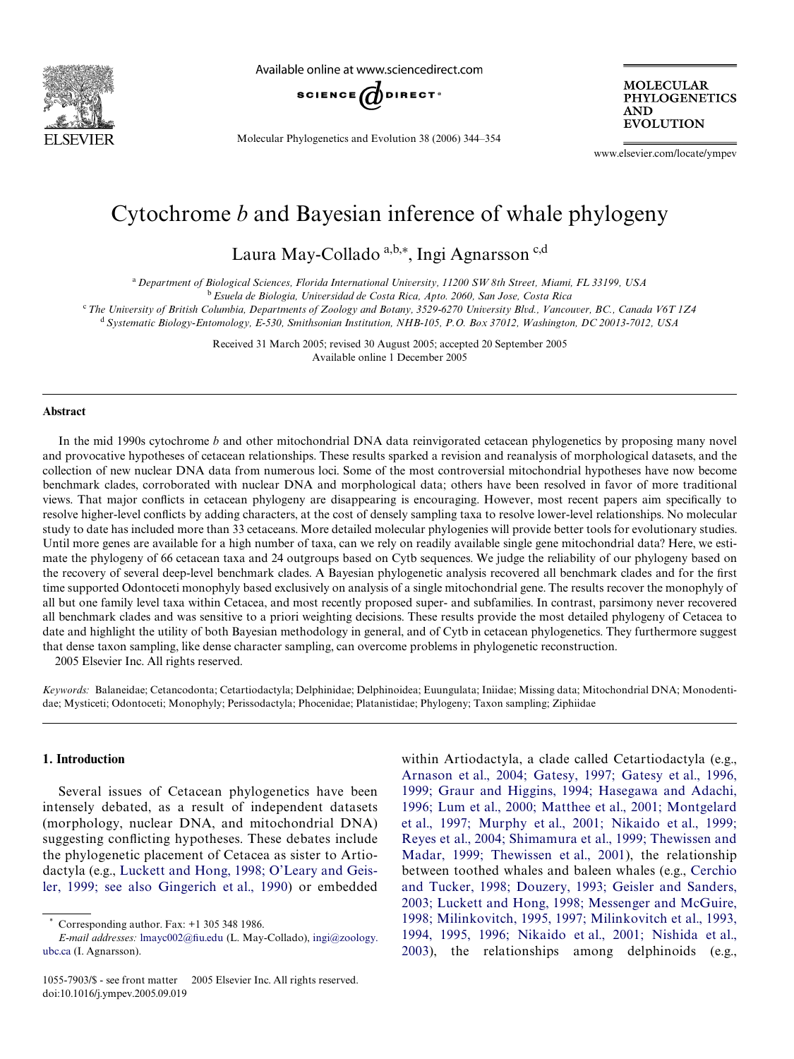# Cytochrome *b* and Bayesian inference of whale phylogeny

Laura May-Collado [a,b,*], Ingi Agnarsson [c,d]

[a] Department of Biological Sciences, Florida International University, 11200 SW 8th Street, Miami, FL 33199, USA

[b] Esuela de Biologia, Universidad de Costa Rica, Apto. 2060, San Jose, Costa Rica

[c] The University of British Columbia, Departments of Zoology and Botany, 3529-6270 University Blvd., Vancouver, BC., Canada V6T 1Z4

[d] Systematic Biology-Entomology, E-530, Smithsonian Institution, NHB-105, P.O. Box 37012, Washington, DC 20013-7012, USA

Received 31 March 2005; revised 30 August 2005; accepted 20 September 2005
Available online 1 December 2005

## Abstract

In the mid 1990s cytochrome *b* and other mitochondrial DNA data reinvigorated cetacean phylogenetics by proposing many novel and provocative hypotheses of cetacean relationships. These results sparked a revision and reanalysis of morphological datasets, and the collection of new nuclear DNA data from numerous loci. Some of the most controversial mitochondrial hypotheses have now become benchmark clades, corroborated with nuclear DNA and morphological data; others have been resolved in favor of more traditional views. That major conflicts in cetacean phylogeny are disappearing is encouraging. However, most recent papers aim specifically to resolve higher-level conflicts by adding characters, at the cost of densely sampling taxa to resolve lower-level relationships. No molecular study to date has included more than 33 cetaceans. More detailed molecular phylogenies will provide better tools for evolutionary studies. Until more genes are available for a high number of taxa, can we rely on readily available single gene mitochondrial data? Here, we estimate the phylogeny of 66 cetacean taxa and 24 outgroups based on Cytb sequences. We judge the reliability of our phylogeny based on the recovery of several deep-level benchmark clades. A Bayesian phylogenetic analysis recovered all benchmark clades and for the first time supported Odontoceti monophyly based exclusively on analysis of a single mitochondrial gene. The results recover the monophyly of all but one family level taxa within Cetacea, and most recently proposed super- and subfamilies. In contrast, parsimony never recovered all benchmark clades and was sensitive to a priori weighting decisions. These results provide the most detailed phylogeny of Cetacea to date and highlight the utility of both Bayesian methodology in general, and of Cytb in cetacean phylogenetics. They furthermore suggest that dense taxon sampling, like dense character sampling, can overcome problems in phylogenetic reconstruction.

2005 Elsevier Inc. All rights reserved.

*Keywords:* Balaneidae; Cetancodonta; Cetartiodactyla; Delphinidae; Delphinoidea; Euungulata; Iniidae; Missing data; Mitochondrial DNA; Monodentidae; Mysticeti; Odontoceti; Monophyly; Perissodactyla; Phocenidae; Platanistidae; Phylogeny; Taxon sampling; Ziphiidae

## 1. Introduction

Several issues of Cetacean phylogenetics have been intensely debated, as a result of independent datasets (morphology, nuclear DNA, and mitochondrial DNA) suggesting conflicting hypotheses. These debates include the phylogenetic placement of Cetacea as sister to Artiodactyla (e.g., Luckett and Hong, 1998; O'Leary and Geisler, 1999; see also Gingerich et al., 1990) or embedded within Artiodactyla, a clade called Cetartiodactyla (e.g., Arnason et al., 2004; Gatesy, 1997; Gatesy et al., 1996, 1999; Graur and Higgins, 1994; Hasegawa and Adachi, 1996; Lum et al., 2000; Matthee et al., 2001; Montgelard et al., 1997; Murphy et al., 2001; Nikaido et al., 1999; Reyes et al., 2004; Shimamura et al., 1999; Thewissen and Madar, 1999; Thewissen et al., 2001), the relationship between toothed whales and baleen whales (e.g., Cerchio and Tucker, 1998; Douzery, 1993; Geisler and Sanders, 2003; Luckett and Hong, 1998; Messenger and McGuire, 1998; Milinkovitch, 1995, 1997; Milinkovitch et al., 1993, 1994, 1995, 1996; Nikaido et al., 2001; Nishida et al., 2003), the relationships among delphinoids (e.g.,

* Corresponding author. Fax: +1 305 348 1986.
*E-mail addresses:* lmayc002@fiu.edu (L. May-Collado), ingi@zoology.ubc.ca (I. Agnarsson).

1055-7903/$ - see front matter 2005 Elsevier Inc. All rights reserved.
doi:10.1016/j.ympev.2005.09.019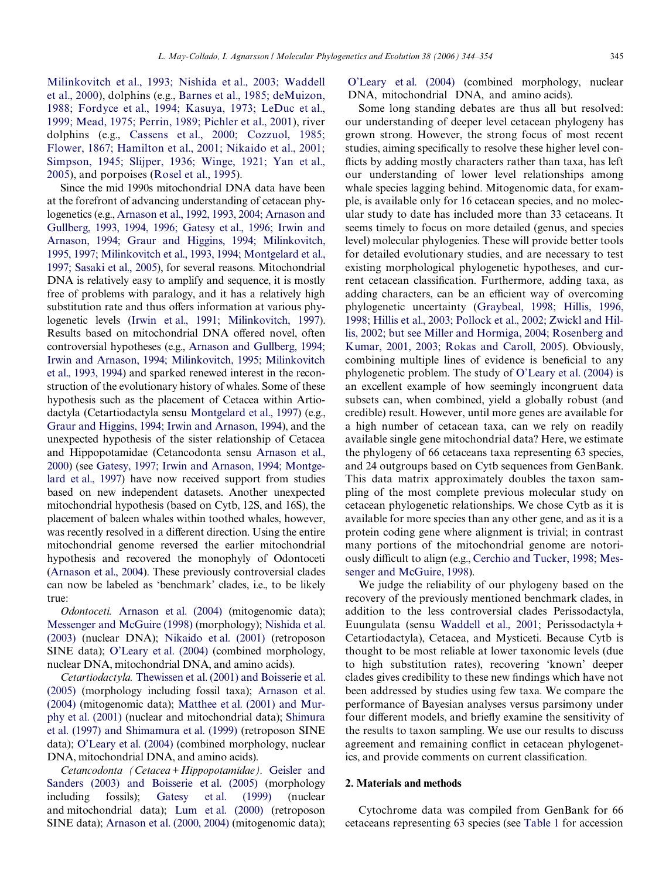Milinkovitch et al., 1993; Nishida et al., 2003; Waddell et al., 2000), dolphins (e.g., Barnes et al., 1985; deMuizon, 1988; Fordyce et al., 1994; Kasuya, 1973; LeDuc et al., 1999; Mead, 1975; Perrin, 1989; Pichler et al., 2001), river dolphins (e.g., Cassens et al., 2000; Cozzuol, 1985; Flower, 1867; Hamilton et al., 2001; Nikaido et al., 2001; Simpson, 1945; Slijper, 1936; Winge, 1921; Yan et al., 2005), and porpoises (Rosel et al., 1995).

Since the mid 1990s mitochondrial DNA data have been at the forefront of advancing understanding of cetacean phylogenetics (e.g., Arnason et al., 1992, 1993, 2004; Arnason and Gullberg, 1993, 1994, 1996; Gatesy et al., 1996; Irwin and Arnason, 1994; Graur and Higgins, 1994; Milinkovitch, 1995, 1997; Milinkovitch et al., 1993, 1994; Montgelard et al., 1997; Sasaki et al., 2005), for several reasons. Mitochondrial DNA is relatively easy to amplify and sequence, it is mostly free of problems with paralogy, and it has a relatively high substitution rate and thus offers information at various phylogenetic levels (Irwin et al., 1991; Milinkovitch, 1997). Results based on mitochondrial DNA offered novel, often controversial hypotheses (e.g., Arnason and Gullberg, 1994; Irwin and Arnason, 1994; Milinkovitch, 1995; Milinkovitch et al., 1993, 1994) and sparked renewed interest in the reconstruction of the evolutionary history of whales. Some of these hypothesis such as the placement of Cetacea within Artiodactyla (Cetartiodactyla sensu Montgelard et al., 1997) (e.g., Graur and Higgins, 1994; Irwin and Arnason, 1994), and the unexpected hypothesis of the sister relationship of Cetacea and Hippopotamidae (Cetancodonta sensu Arnason et al., 2000) (see Gatesy, 1997; Irwin and Arnason, 1994; Montgelard et al., 1997) have now received support from studies based on new independent datasets. Another unexpected mitochondrial hypothesis (based on Cytb, 12S, and 16S), the placement of baleen whales within toothed whales, however, was recently resolved in a different direction. Using the entire mitochondrial genome reversed the earlier mitochondrial hypothesis and recovered the monophyly of Odontoceti (Arnason et al., 2004). These previously controversial clades can now be labeled as 'benchmark' clades, i.e., to be likely true:

*Odontoceti.* Arnason et al. (2004) (mitogenomic data); Messenger and McGuire (1998) (morphology); Nishida et al. (2003) (nuclear DNA); Nikaido et al. (2001) (retroposon SINE data); O'Leary et al. (2004) (combined morphology, nuclear DNA, mitochondrial DNA, and amino acids).

*Cetartiodactyla.* Thewissen et al. (2001) and Boisserie et al. (2005) (morphology including fossil taxa); Arnason et al. (2004) (mitogenomic data); Matthee et al. (2001) and Murphy et al. (2001) (nuclear and mitochondrial data); Shimura et al. (1997) and Shimamura et al. (1999) (retroposon SINE data); O'Leary et al. (2004) (combined morphology, nuclear DNA, mitochondrial DNA, and amino acids).

*Cetancodonta (Cetacea + Hippopotamidae).* Geisler and Sanders (2003) and Boisserie et al. (2005) (morphology including fossils); Gatesy et al. (1999) (nuclear and mitochondrial data); Lum et al. (2000) (retroposon SINE data); Arnason et al. (2000, 2004) (mitogenomic data); O'Leary et al. (2004) (combined morphology, nuclear DNA, mitochondrial DNA, and amino acids).

Some long standing debates are thus all but resolved: our understanding of deeper level cetacean phylogeny has grown strong. However, the strong focus of most recent studies, aiming specifically to resolve these higher level conflicts by adding mostly characters rather than taxa, has left our understanding of lower level relationships among whale species lagging behind. Mitogenomic data, for example, is available only for 16 cetacean species, and no molecular study to date has included more than 33 cetaceans. It seems timely to focus on more detailed (genus, and species level) molecular phylogenies. These will provide better tools for detailed evolutionary studies, and are necessary to test existing morphological phylogenetic hypotheses, and current cetacean classification. Furthermore, adding taxa, as adding characters, can be an efficient way of overcoming phylogenetic uncertainty (Graybeal, 1998; Hillis, 1996, 1998; Hillis et al., 2003; Pollock et al., 2002; Zwickl and Hillis, 2002; but see Miller and Hormiga, 2004; Rosenberg and Kumar, 2001, 2003; Rokas and Caroll, 2005). Obviously, combining multiple lines of evidence is beneficial to any phylogenetic problem. The study of O'Leary et al. (2004) is an excellent example of how seemingly incongruent data subsets can, when combined, yield a globally robust (and credible) result. However, until more genes are available for a high number of cetacean taxa, can we rely on readily available single gene mitochondrial data? Here, we estimate the phylogeny of 66 cetaceans taxa representing 63 species, and 24 outgroups based on Cytb sequences from GenBank. This data matrix approximately doubles the taxon sampling of the most complete previous molecular study on cetacean phylogenetic relationships. We chose Cytb as it is available for more species than any other gene, and as it is a protein coding gene where alignment is trivial; in contrast many portions of the mitochondrial genome are notoriously difficult to align (e.g., Cerchio and Tucker, 1998; Messenger and McGuire, 1998).

We judge the reliability of our phylogeny based on the recovery of the previously mentioned benchmark clades, in addition to the less controversial clades Perissodactyla, Euungulata (sensu Waddell et al., 2001; Perissodactyla + Cetartiodactyla), Cetacea, and Mysticeti. Because Cytb is thought to be most reliable at lower taxonomic levels (due to high substitution rates), recovering 'known' deeper clades gives credibility to these new findings which have not been addressed by studies using few taxa. We compare the performance of Bayesian analyses versus parsimony under four different models, and briefly examine the sensitivity of the results to taxon sampling. We use our results to discuss agreement and remaining conflict in cetacean phylogenetics, and provide comments on current classification.

## 2. Materials and methods

Cytochrome data was compiled from GenBank for 66 cetaceans representing 63 species (see Table 1 for accession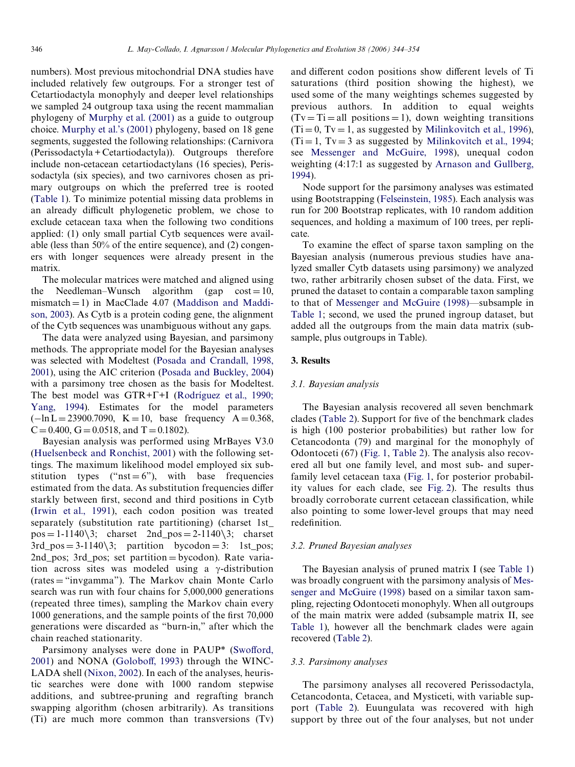numbers). Most previous mitochondrial DNA studies have included relatively few outgroups. For a stronger test of Cetartiodactyla monophyly and deeper level relationships we sampled 24 outgroup taxa using the recent mammalian phylogeny of Murphy et al. (2001) as a guide to outgroup choice. Murphy et al.'s (2001) phylogeny, based on 18 gene segments, suggested the following relationships: (Carnivora (Perissodactyla + Cetartiodactyla)). Outgroups therefore include non-cetacean cetartiodactylans (16 species), Perissodactyla (six species), and two carnivores chosen as primary outgroups on which the preferred tree is rooted (Table 1). To minimize potential missing data problems in an already difficult phylogenetic problem, we chose to exclude cetacean taxa when the following two conditions applied: (1) only small partial Cytb sequences were available (less than 50% of the entire sequence), and (2) congeners with longer sequences were already present in the matrix.

The molecular matrices were matched and aligned using the Needleman–Wunsch algorithm (gap cost = 10, mismatch = 1) in MacClade 4.07 (Maddison and Maddison, 2003). As Cytb is a protein coding gene, the alignment of the Cytb sequences was unambiguous without any gaps.

The data were analyzed using Bayesian, and parsimony methods. The appropriate model for the Bayesian analyses was selected with Modeltest (Posada and Crandall, 1998, 2001), using the AIC criterion (Posada and Buckley, 2004) with a parsimony tree chosen as the basis for Modeltest. The best model was GTR+Γ+I (Rodríguez et al., 1990; Yang, 1994). Estimates for the model parameters ($-\ln L = 23900.7090$, $K = 10$, base frequency $A = 0.368$, $C = 0.400$, $G = 0.0518$, and $T = 0.1802$).

Bayesian analysis was performed using MrBayes V3.0 (Huelsenbeck and Ronchist, 2001) with the following settings. The maximum likelihood model employed six substitution types ("nst = 6"), with base frequencies estimated from the data. As substitution frequencies differ starkly between first, second and third positions in Cytb (Irwin et al., 1991), each codon position was treated separately (substitution rate partitioning) (charset 1st_pos = 1-1140\3; charset 2nd_pos = 2-1140\3; charset 3rd_pos = 3-1140\3; partition bycodon = 3: 1st_pos; 2nd_pos; 3rd_pos; set partition = bycodon). Rate variation across sites was modeled using a γ-distribution (rates = "invgamma"). The Markov chain Monte Carlo search was run with four chains for 5,000,000 generations (repeated three times), sampling the Markov chain every 1000 generations, and the sample points of the first 70,000 generations were discarded as "burn-in," after which the chain reached stationarity.

Parsimony analyses were done in PAUP* (Swofford, 2001) and NONA (Goloboff, 1993) through the WINCLADA shell (Nixon, 2002). In each of the analyses, heuristic searches were done with 1000 random stepwise additions, and subtree-pruning and regrafting branch swapping algorithm (chosen arbitrarily). As transitions (Ti) are much more common than transversions (Tv) and different codon positions show different levels of Ti saturations (third position showing the highest), we used some of the many weightings schemes suggested by previous authors. In addition to equal weights (Tv = Ti = all positions = 1), down weighting transitions (Ti = 0, Tv = 1, as suggested by Milinkovitch et al., 1996), (Ti = 1, Tv = 3 as suggested by Milinkovitch et al., 1994; see Messenger and McGuire, 1998), unequal codon weighting (4:17:1 as suggested by Arnason and Gullberg, 1994).

Node support for the parsimony analyses was estimated using Bootstrapping (Felseinstein, 1985). Each analysis was run for 200 Bootstrap replicates, with 10 random addition sequences, and holding a maximum of 100 trees, per replicate.

To examine the effect of sparse taxon sampling on the Bayesian analysis (numerous previous studies have analyzed smaller Cytb datasets using parsimony) we analyzed two, rather arbitrarily chosen subset of the data. First, we pruned the dataset to contain a comparable taxon sampling to that of Messenger and McGuire (1998)—subsample in Table 1; second, we used the pruned ingroup dataset, but added all the outgroups from the main data matrix (subsample, plus outgroups in Table).

## 3. Results

### 3.1. Bayesian analysis

The Bayesian analysis recovered all seven benchmark clades (Table 2). Support for five of the benchmark clades is high (100 posterior probabilities) but rather low for Cetancodonta (79) and marginal for the monophyly of Odontoceti (67) (Fig. 1, Table 2). The analysis also recovered all but one family level, and most sub- and superfamily level cetacean taxa (Fig. 1, for posterior probability values for each clade, see Fig. 2). The results thus broadly corroborate current cetacean classification, while also pointing to some lower-level groups that may need redefinition.

### 3.2. Pruned Bayesian analyses

The Bayesian analysis of pruned matrix I (see Table 1) was broadly congruent with the parsimony analysis of Messenger and McGuire (1998) based on a similar taxon sampling, rejecting Odontoceti monophyly. When all outgroups of the main matrix were added (subsample matrix II, see Table 1), however all the benchmark clades were again recovered (Table 2).

### 3.3. Parsimony analyses

The parsimony analyses all recovered Perissodactyla, Cetancodonta, Cetacea, and Mysticeti, with variable support (Table 2). Euungulata was recovered with high support by three out of the four analyses, but not under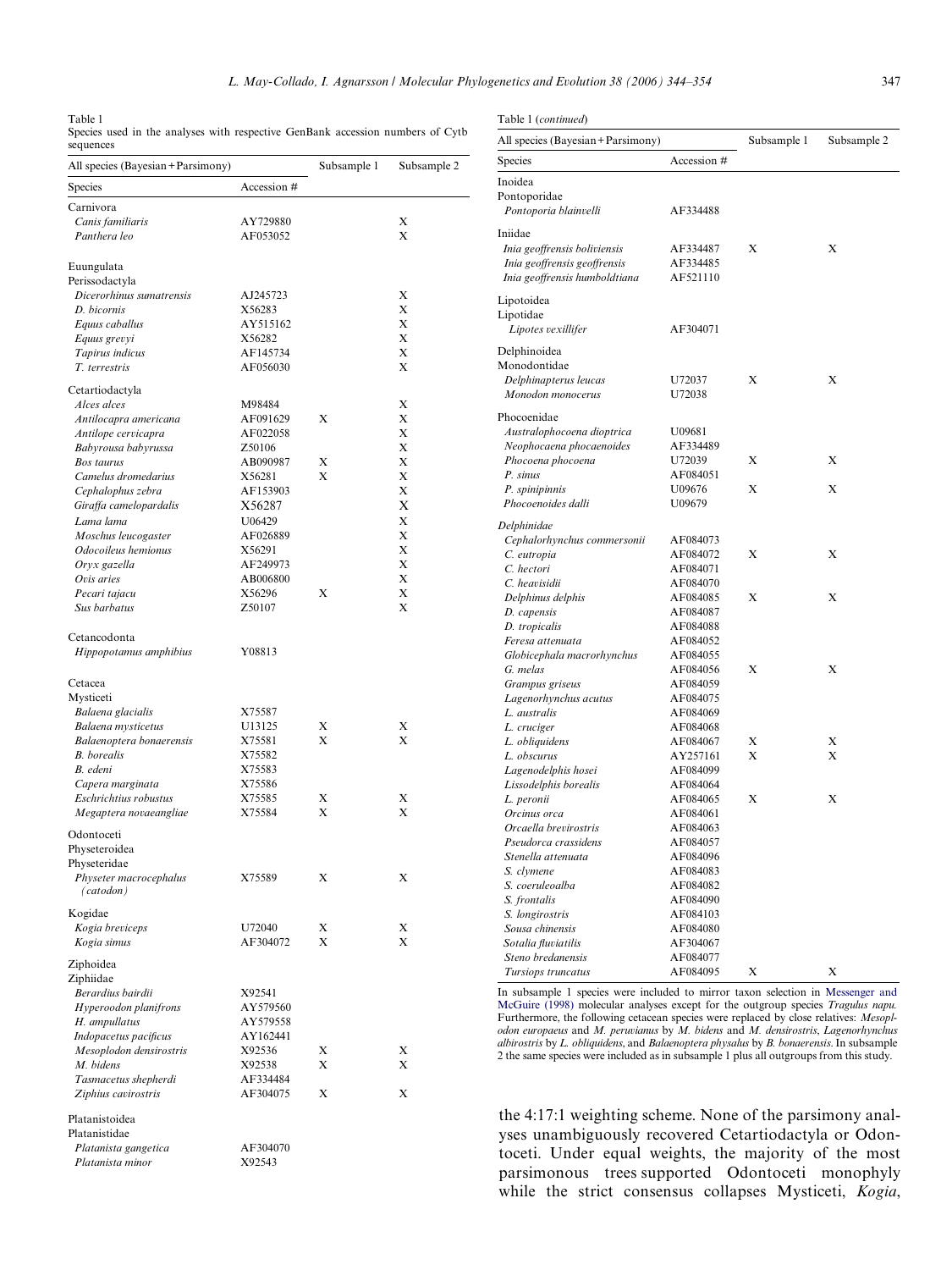Table 1
Species used in the analyses with respective GenBank accession numbers of Cytb sequences

| All species (Bayesian + Parsimony) | | Subsample 1 | Subsample 2 |
|---|---|---|---|
| Species | Accession # | | |
| Carnivora | | | |
| *Canis familiaris* | AY729880 | | X |
| *Panthera leo* | AF053052 | | X |
| Euungulata | | | |
| Perissodactyla | | | |
| *Dicerorhinus sumatrensis* | AJ245723 | | X |
| *D. bicornis* | X56283 | | X |
| *Equus caballus* | AY515162 | | X |
| *Equus grevyi* | X56282 | | X |
| *Tapirus indicus* | AF145734 | | X |
| *T. terrestris* | AF056030 | | X |
| Cetartiodactyla | | | |
| *Alces alces* | M98484 | | X |
| *Antilocapra americana* | AF091629 | X | X |
| *Antilope cervicapra* | AF022058 | | X |
| *Babyrousa babyrussa* | Z50106 | | X |
| *Bos taurus* | AB090987 | X | X |
| *Camelus dromedarius* | X56281 | X | X |
| *Cephalophus zebra* | AF153903 | | X |
| *Giraffa camelopardalis* | X56287 | | X |
| *Lama lama* | U06429 | | X |
| *Moschus leucogaster* | AF026889 | | X |
| *Odocoileus hemionus* | X56291 | | X |
| *Oryx gazella* | AF249973 | | X |
| *Ovis aries* | AB006800 | | X |
| *Pecari tajacu* | X56296 | X | X |
| *Sus barbatus* | Z50107 | | X |
| Cetancodonta | | | |
| *Hippopotamus amphibius* | Y08813 | | |
| Cetacea | | | |
| Mysticeti | | | |
| *Balaena glacialis* | X75587 | | |
| *Balaena mysticetus* | U13125 | X | X |
| *Balaenoptera bonaerensis* | X75581 | X | X |
| *B. borealis* | X75582 | | |
| *B. edeni* | X75583 | | |
| *Capera marginata* | X75586 | | |
| *Eschrichtius robustus* | X75585 | X | X |
| *Megaptera novaeangliae* | X75584 | X | X |
| Odontoceti | | | |
| Physeteroidea | | | |
| Physeteridae | | | |
| *Physeter macrocephalus (catodon)* | X75589 | X | X |
| Kogidae | | | |
| *Kogia breviceps* | U72040 | X | X |
| *Kogia simus* | AF304072 | X | X |
| Ziphoidea | | | |
| Ziphiidae | | | |
| *Berardius bairdii* | X92541 | | |
| *Hyperoodon planifrons* | AY579560 | | |
| *H. ampullatus* | AY579558 | | |
| *Indopacetus pacificus* | AY162441 | | |
| *Mesoplodon densirostris* | X92536 | X | X |
| *M. bidens* | X92538 | X | X |
| *Tasmacetus shepherdi* | AF334484 | | |
| *Ziphius cavirostris* | AF304075 | X | X |
| Platanistoidea | | | |
| Platanistidae | | | |
| *Platanista gangetica* | AF304070 | | |
| *Platanista minor* | X92543 | | |
| Inoidea | | | |
| Pontoporidae | | | |
| *Pontoporia blainvelli* | AF334488 | | |
| Iniidae | | | |
| *Inia geoffrensis boliviensis* | AF334487 | X | X |
| *Inia geoffrensis geoffrensis* | AF334485 | | |
| *Inia geoffrensis humboldtiana* | AF521110 | | |
| Lipotoidea | | | |
| Lipotidae | | | |
| *Lipotes vexillifer* | AF304071 | | |
| Delphinoidea | | | |
| Monodontidae | | | |
| *Delphinapterus leucas* | U72037 | X | X |
| *Monodon monoceros* | U72038 | | |
| Phocoenidae | | | |
| *Australophocoena dioptrica* | U09681 | | |
| *Neophocaena phocaenoides* | AF334489 | | |
| *Phocoena phocoena* | U72039 | X | X |
| *P. sinus* | AF084051 | | |
| *P. spinipinnis* | U09676 | X | X |
| *Phocoenoides dalli* | U09679 | | |
| Delphinidae | | | |
| *Cephalorhynchus commersonii* | AF084073 | | |
| *C. eutropia* | AF084072 | X | X |
| *C. hectori* | AF084071 | | |
| *C. heavisidii* | AF084070 | | |
| *Delphinus delphis* | AF084085 | X | X |
| *D. capensis* | AF084087 | | |
| *D. tropicalis* | AF084088 | | |
| *Feresa attenuata* | AF084052 | | |
| *Globicephala macrorhynchus* | AF084055 | | |
| *G. melas* | AF084056 | X | X |
| *Grampus griseus* | AF084059 | | |
| *Lagenorhynchus acutus* | AF084075 | | |
| *L. australis* | AF084069 | | |
| *L. cruciger* | AF084068 | | |
| *L. obliquidens* | AF084067 | X | X |
| *L. obscurus* | AY257161 | X | X |
| *Lagenodelphis hosei* | AF084099 | | |
| *Lissodelphis borealis* | AF084064 | | |
| *L. peronii* | AF084065 | X | X |
| *Orcinus orca* | AF084061 | | |
| *Orcaella brevirostris* | AF084063 | | |
| *Pseudorca crassidens* | AF084057 | | |
| *Stenella attenuata* | AF084096 | | |
| *S. clymene* | AF084083 | | |
| *S. coeruleoalba* | AF084082 | | |
| *S. frontalis* | AF084090 | | |
| *S. longirostris* | AF084103 | | |
| *Sousa chinensis* | AF084080 | | |
| *Sotalia fluviatilis* | AF304067 | | |
| *Steno bredanensis* | AF084077 | | |
| *Tursiops truncatus* | AF084095 | X | X |

In subsample 1 species were included to mirror taxon selection in Messenger and McGuire (1998) molecular analyses except for the outgroup species *Tragulus napu*. Furthermore, the following cetacean species were replaced by close relatives: *Mesoplodon europaeus* and *M. peruvianus* by *M. bidens* and *M. densirostris*, *Lagenorhynchus albirostris* by *L. obliquidens*, and *Balaenoptera physalus* by *B. bonaerensis*. In subsample 2 the same species were included as in subsample 1 plus all outgroups from this study.

the 4:17:1 weighting scheme. None of the parsimony analyses unambiguously recovered Cetartiodactyla or Odontoceti. Under equal weights, the majority of the most parsimonous trees supported Odontoceti monophyly while the strict consensus collapses Mysticeti, *Kogia*,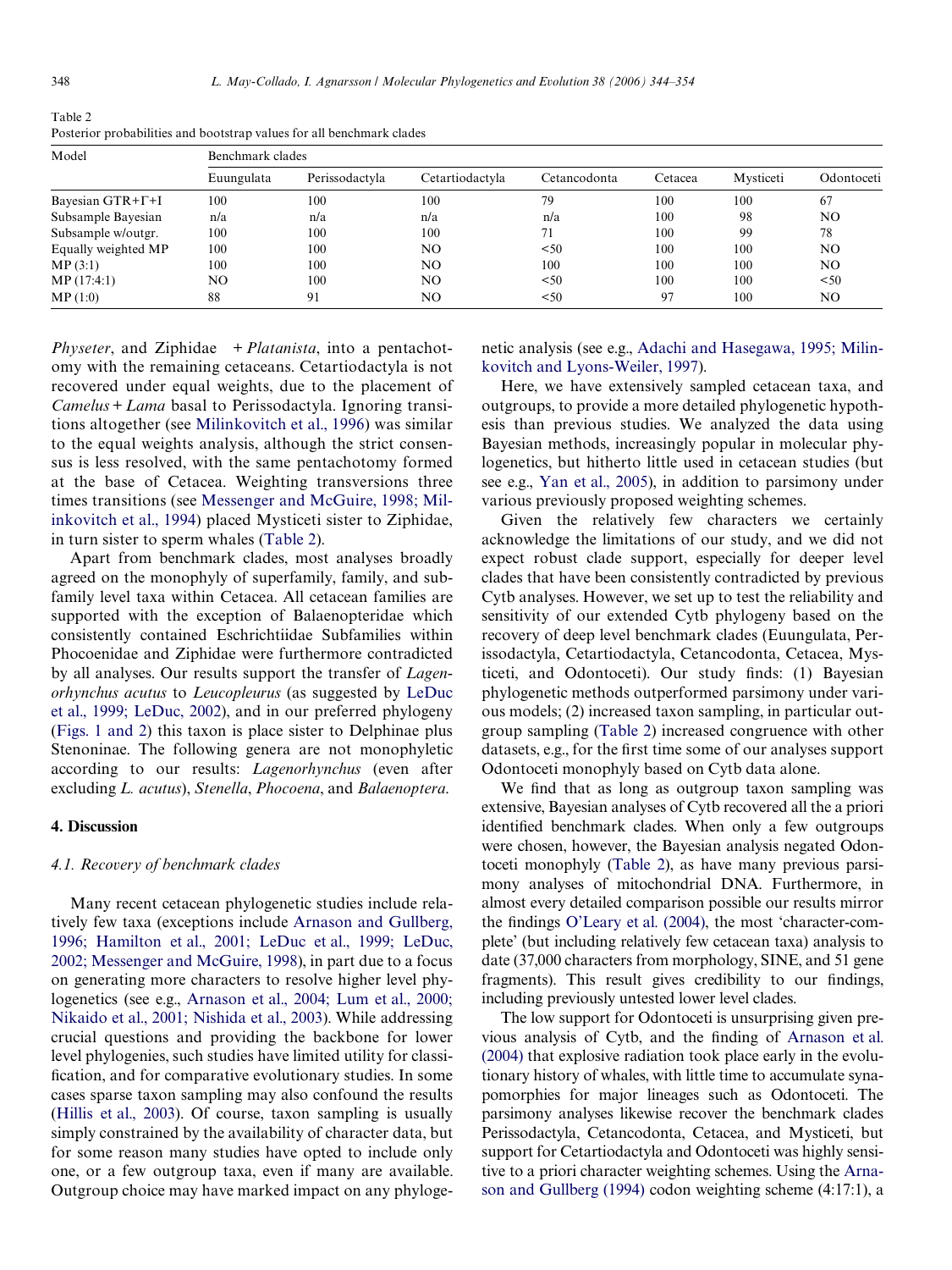Table 2
Posterior probabilities and bootstrap values for all benchmark clades

| Model | Benchmark clades | | | | | | |
|---|---|---|---|---|---|---|---|
| | Euungulata | Perissodactyla | Cetartiodactyla | Cetancodonta | Cetacea | Mysticeti | Odontoceti |
| Bayesian GTR+Γ+I | 100 | 100 | 100 | 79 | 100 | 100 | 67 |
| Subsample Bayesian | n/a | n/a | n/a | n/a | 100 | 98 | NO |
| Subsample w/outgr. | 100 | 100 | 100 | 71 | 100 | 99 | 78 |
| Equally weighted MP | 100 | 100 | NO | <50 | 100 | 100 | NO |
| MP (3:1) | 100 | 100 | NO | 100 | 100 | 100 | NO |
| MP (17:4:1) | NO | 100 | NO | <50 | 100 | 100 | <50 |
| MP (1:0) | 88 | 91 | NO | <50 | 97 | 100 | NO |

*Physeter*, and Ziphidae + *Platanista*, into a pentachotomy with the remaining cetaceans. Cetartiodactyla is not recovered under equal weights, due to the placement of *Camelus* + *Lama* basal to Perissodactyla. Ignoring transitions altogether (see Milinkovitch et al., 1996) was similar to the equal weights analysis, although the strict consensus is less resolved, with the same pentachotomy formed at the base of Cetacea. Weighting transversions three times transitions (see Messenger and McGuire, 1998; Milinkovitch et al., 1994) placed Mysticeti sister to Ziphidae, in turn sister to sperm whales (Table 2).

Apart from benchmark clades, most analyses broadly agreed on the monophyly of superfamily, family, and subfamily level taxa within Cetacea. All cetacean families are supported with the exception of Balaenopteridae which consistently contained Eschrichtiidae Subfamilies within Phocoenidae and Ziphidae were furthermore contradicted by all analyses. Our results support the transfer of *Lagenorhynchus acutus* to *Leucopleurus* (as suggested by LeDuc et al., 1999; LeDuc, 2002), and in our preferred phylogeny (Figs. 1 and 2) this taxon is place sister to Delphinae plus Stenoninae. The following genera are not monophyletic according to our results: *Lagenorhynchus* (even after excluding *L. acutus*), *Stenella*, *Phocoena*, and *Balaenoptera*.

## 4. Discussion

### 4.1. Recovery of benchmark clades

Many recent cetacean phylogenetic studies include relatively few taxa (exceptions include Arnason and Gullberg, 1996; Hamilton et al., 2001; LeDuc et al., 1999; LeDuc, 2002; Messenger and McGuire, 1998), in part due to a focus on generating more characters to resolve higher level phylogenetics (see e.g., Arnason et al., 2004; Lum et al., 2000; Nikaido et al., 2001; Nishida et al., 2003). While addressing crucial questions and providing the backbone for lower level phylogenies, such studies have limited utility for classification, and for comparative evolutionary studies. In some cases sparse taxon sampling may also confound the results (Hillis et al., 2003). Of course, taxon sampling is usually simply constrained by the availability of character data, but for some reason many studies have opted to include only one, or a few outgroup taxa, even if many are available. Outgroup choice may have marked impact on any phylogenetic analysis (see e.g., Adachi and Hasegawa, 1995; Milinkovitch and Lyons-Weiler, 1997).

Here, we have extensively sampled cetacean taxa, and outgroups, to provide a more detailed phylogenetic hypothesis than previous studies. We analyzed the data using Bayesian methods, increasingly popular in molecular phylogenetics, but hitherto little used in cetacean studies (but see e.g., Yan et al., 2005), in addition to parsimony under various previously proposed weighting schemes.

Given the relatively few characters we certainly acknowledge the limitations of our study, and we did not expect robust clade support, especially for deeper level clades that have been consistently contradicted by previous Cytb analyses. However, we set up to test the reliability and sensitivity of our extended Cytb phylogeny based on the recovery of deep level benchmark clades (Euungulata, Perissodactyla, Cetartiodactyla, Cetancodonta, Cetacea, Mysticeti, and Odontoceti). Our study finds: (1) Bayesian phylogenetic methods outperformed parsimony under various models; (2) increased taxon sampling, in particular outgroup sampling (Table 2) increased congruence with other datasets, e.g., for the first time some of our analyses support Odontoceti monophyly based on Cytb data alone.

We find that as long as outgroup taxon sampling was extensive, Bayesian analyses of Cytb recovered all the a priori identified benchmark clades. When only a few outgroups were chosen, however, the Bayesian analysis negated Odontoceti monophyly (Table 2), as have many previous parsimony analyses of mitochondrial DNA. Furthermore, in almost every detailed comparison possible our results mirror the findings O'Leary et al. (2004), the most 'character-complete' (but including relatively few cetacean taxa) analysis to date (37,000 characters from morphology, SINE, and 51 gene fragments). This result gives credibility to our findings, including previously untested lower level clades.

The low support for Odontoceti is unsurprising given previous analysis of Cytb, and the finding of Arnason et al. (2004) that explosive radiation took place early in the evolutionary history of whales, with little time to accumulate synapomorphies for major lineages such as Odontoceti. The parsimony analyses likewise recover the benchmark clades Perissodactyla, Cetancodonta, Cetacea, and Mysticeti, but support for Cetartiodactyla and Odontoceti was highly sensitive to a priori character weighting schemes. Using the Arnason and Gullberg (1994) codon weighting scheme (4:17:1), a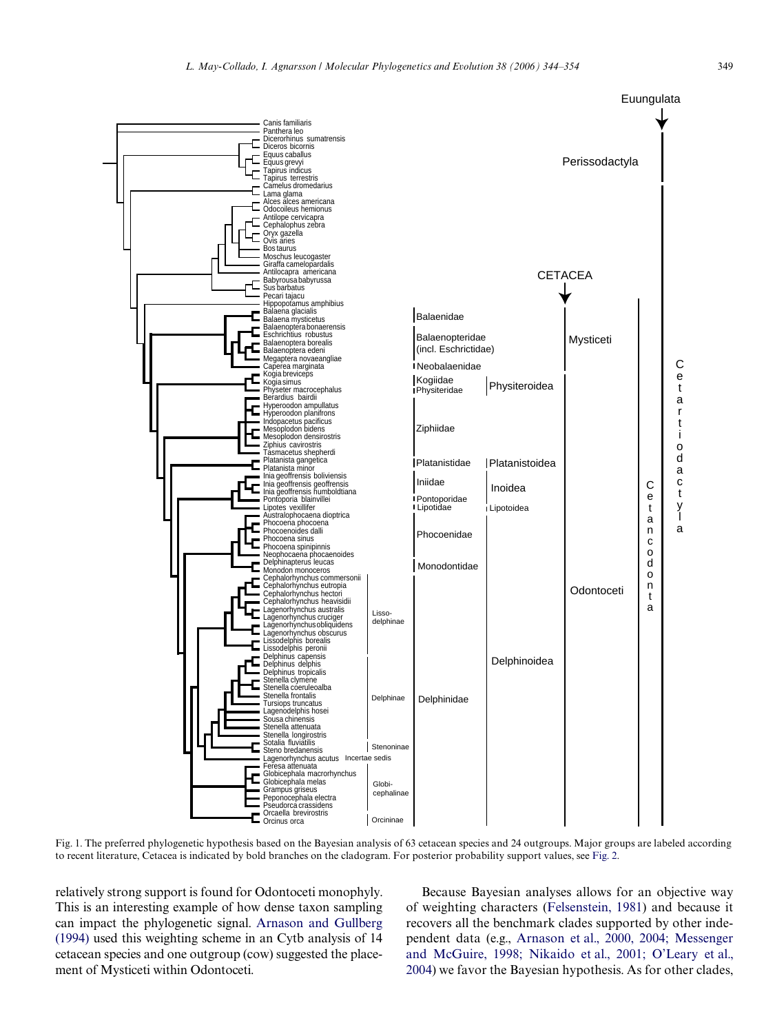Fig. 1. The preferred phylogenetic hypothesis based on the Bayesian analysis of 63 cetacean species and 24 outgroups. Major groups are labeled according to recent literature, Cetacea is indicated by bold branches on the cladogram. For posterior probability support values, see Fig. 2.

relatively strong support is found for Odontoceti monophyly. This is an interesting example of how dense taxon sampling can impact the phylogenetic signal. Arnason and Gullberg (1994) used this weighting scheme in an Cytb analysis of 14 cetacean species and one outgroup (cow) suggested the placement of Mysticeti within Odontoceti.

Because Bayesian analyses allows for an objective way of weighting characters (Felsenstein, 1981) and because it recovers all the benchmark clades supported by other independent data (e.g., Arnason et al., 2000, 2004; Messenger and McGuire, 1998; Nikaido et al., 2001; O'Leary et al., 2004) we favor the Bayesian hypothesis. As for other clades,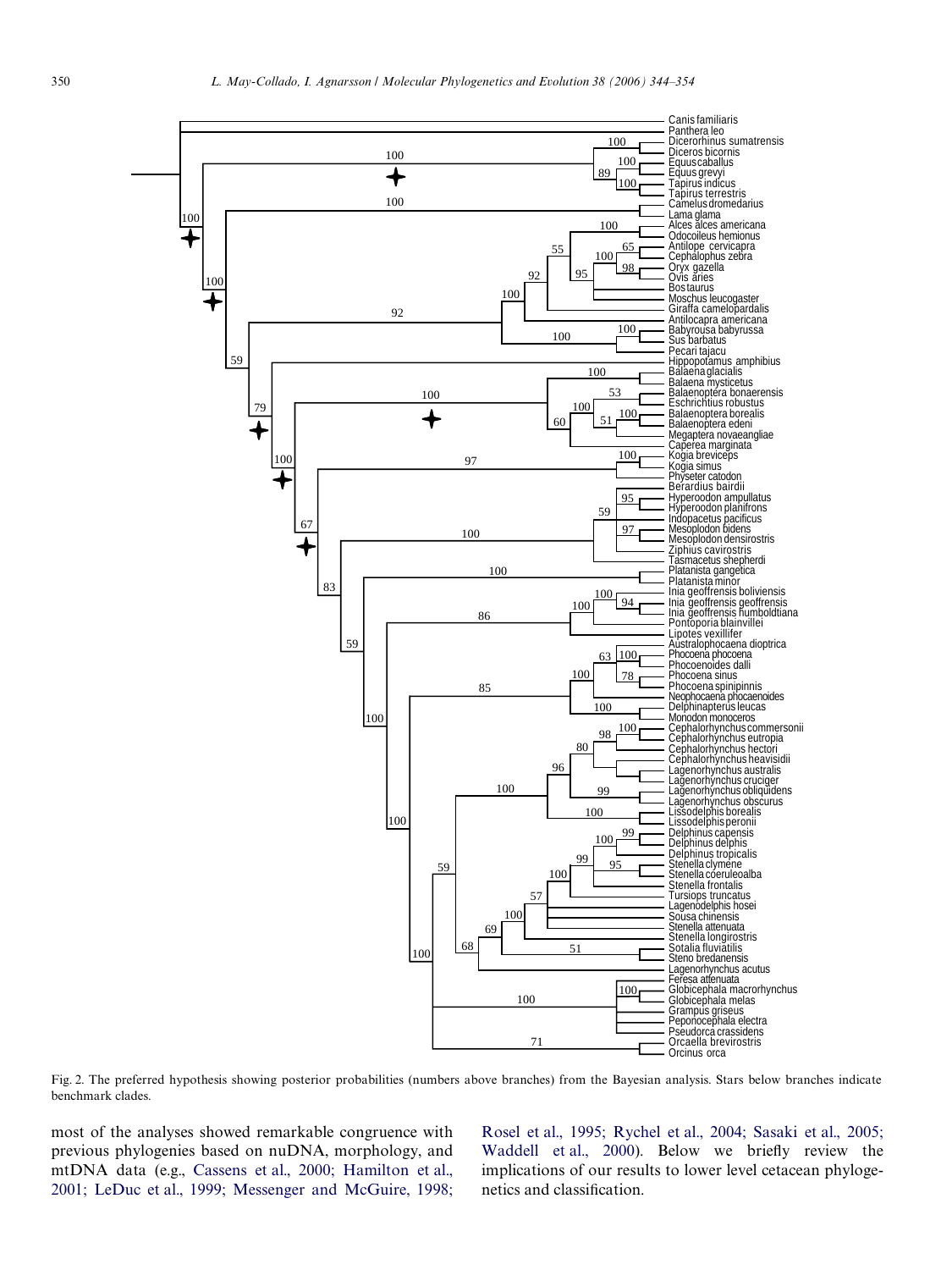Fig. 2. The preferred hypothesis showing posterior probabilities (numbers above branches) from the Bayesian analysis. Stars below branches indicate benchmark clades.

most of the analyses showed remarkable congruence with previous phylogenies based on nuDNA, morphology, and mtDNA data (e.g., Cassens et al., 2000; Hamilton et al., 2001; LeDuc et al., 1999; Messenger and McGuire, 1998; Rosel et al., 1995; Rychel et al., 2004; Sasaki et al., 2005; Waddell et al., 2000). Below we briefly review the implications of our results to lower level cetacean phylogenetics and classification.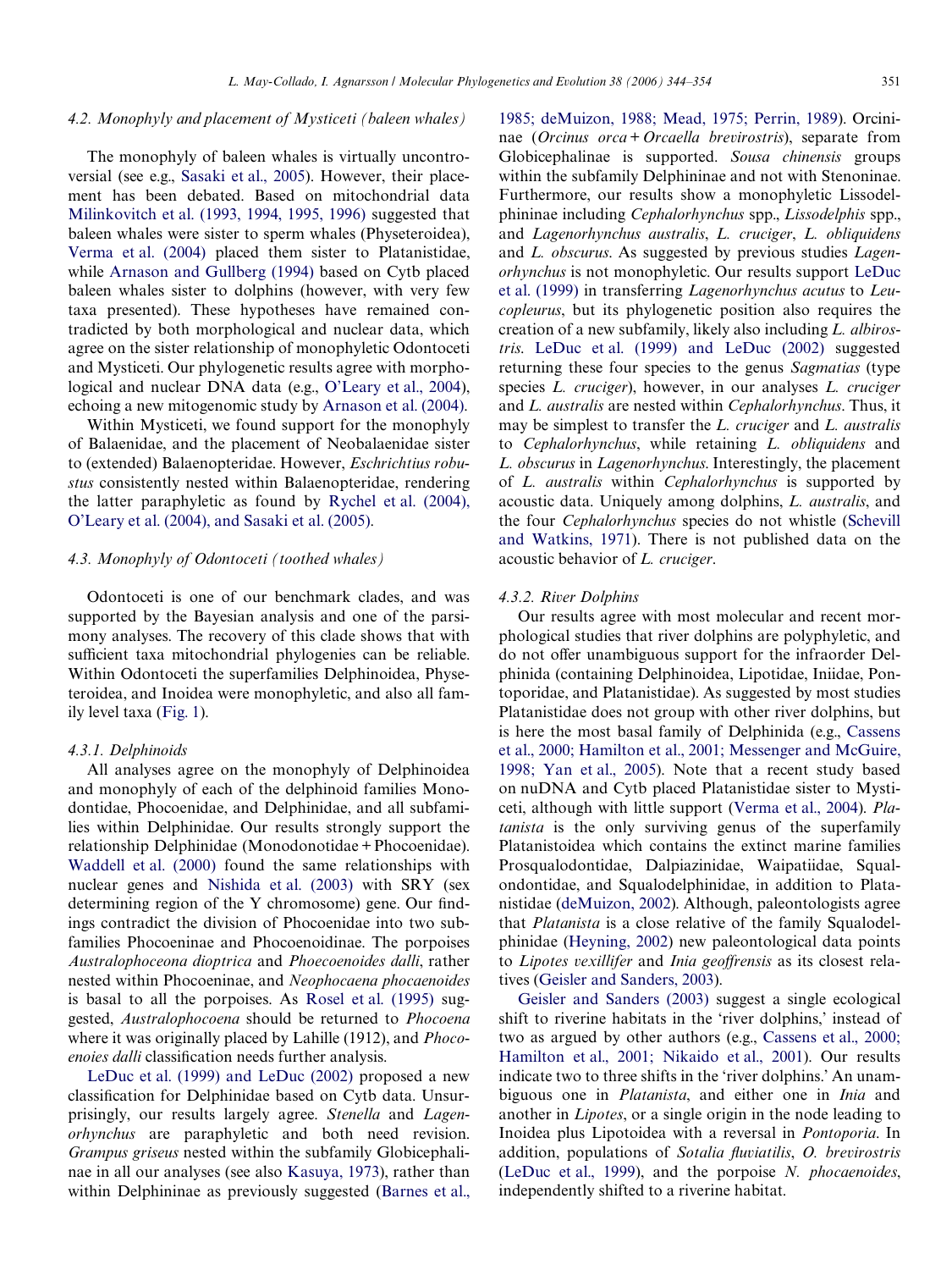### 4.2. Monophyly and placement of Mysticeti (baleen whales)

The monophyly of baleen whales is virtually uncontroversial (see e.g., Sasaki et al., 2005). However, their placement has been debated. Based on mitochondrial data Milinkovitch et al. (1993, 1994, 1995, 1996) suggested that baleen whales were sister to sperm whales (Physeteroidea), Verma et al. (2004) placed them sister to Platanistidae, while Arnason and Gullberg (1994) based on Cytb placed baleen whales sister to dolphins (however, with very few taxa presented). These hypotheses have remained contradicted by both morphological and nuclear data, which agree on the sister relationship of monophyletic Odontoceti and Mysticeti. Our phylogenetic results agree with morphological and nuclear DNA data (e.g., O'Leary et al., 2004), echoing a new mitogenomic study by Arnason et al. (2004).

Within Mysticeti, we found support for the monophyly of Balaenidae, and the placement of Neobalaenidae sister to (extended) Balaenopteridae. However, *Eschrichtius robustus* consistently nested within Balaenopteridae, rendering the latter paraphyletic as found by Rychel et al. (2004), O'Leary et al. (2004), and Sasaki et al. (2005).

### 4.3. Monophyly of Odontoceti (toothed whales)

Odontoceti is one of our benchmark clades, and was supported by the Bayesian analysis and one of the parsimony analyses. The recovery of this clade shows that with sufficient taxa mitochondrial phylogenies can be reliable. Within Odontoceti the superfamilies Delphinoidea, Physeteroidea, and Inoidea were monophyletic, and also all family level taxa (Fig. 1).

#### 4.3.1. Delphinoids

All analyses agree on the monophyly of Delphinoidea and monophyly of each of the delphinoid families Monodontidae, Phocoenidae, and Delphinidae, and all subfamilies within Delphinidae. Our results strongly support the relationship Delphinidae (Monodonotidae + Phocoenidae). Waddell et al. (2000) found the same relationships with nuclear genes and Nishida et al. (2003) with SRY (sex determining region of the Y chromosome) gene. Our findings contradict the division of Phocoenidae into two subfamilies Phocoeninae and Phocoenoidinae. The porpoises *Australophoceona dioptrica* and *Phoecoenoides dalli*, rather nested within Phocoeninae, and *Neophocaena phocaenoides* is basal to all the porpoises. As Rosel et al. (1995) suggested, *Australophocoena* should be returned to *Phocoena* where it was originally placed by Lahille (1912), and *Phocoenoies dalli* classification needs further analysis.

LeDuc et al. (1999) and LeDuc (2002) proposed a new classification for Delphinidae based on Cytb data. Unsurprisingly, our results largely agree. *Stenella* and *Lagenorhynchus* are paraphyletic and both need revision. *Grampus griseus* nested within the subfamily Globicephalinae in all our analyses (see also Kasuya, 1973), rather than within Delphininae as previously suggested (Barnes et al., 1985; deMuizon, 1988; Mead, 1975; Perrin, 1989). Orcininae (*Orcinus orca* + *Orcaella brevirostris*), separate from Globicephalinae is supported. *Sousa chinensis* groups within the subfamily Delphininae and not with Stenoninae. Furthermore, our results show a monophyletic Lissodelphininae including *Cephalorhynchus* spp., *Lissodelphis* spp., and *Lagenorhynchus australis*, *L. cruciger*, *L. obliquidens* and *L. obscurus*. As suggested by previous studies *Lagenorhynchus* is not monophyletic. Our results support LeDuc et al. (1999) in transferring *Lagenorhynchus acutus* to *Leucopleurus*, but its phylogenetic position also requires the creation of a new subfamily, likely also including *L. albirostris*. LeDuc et al. (1999) and LeDuc (2002) suggested returning these four species to the genus *Sagmatias* (type species *L. cruciger*), however, in our analyses *L. cruciger* and *L. australis* are nested within *Cephalorhynchus*. Thus, it may be simplest to transfer the *L. cruciger* and *L. australis* to *Cephalorhynchus*, while retaining *L. obliquidens* and *L. obscurus* in *Lagenorhynchus*. Interestingly, the placement of *L. australis* within *Cephalorhynchus* is supported by acoustic data. Uniquely among dolphins, *L. australis*, and the four *Cephalorhynchus* species do not whistle (Schevill and Watkins, 1971). There is not published data on the acoustic behavior of *L. cruciger*.

#### 4.3.2. River Dolphins

Our results agree with most molecular and recent morphological studies that river dolphins are polyphyletic, and do not offer unambiguous support for the infraorder Delphinida (containing Delphinoidea, Lipotidae, Iniidae, Pontoporidae, and Platanistidae). As suggested by most studies Platanistidae does not group with other river dolphins, but is here the most basal family of Delphinida (e.g., Cassens et al., 2000; Hamilton et al., 2001; Messenger and McGuire, 1998; Yan et al., 2005). Note that a recent study based on nuDNA and Cytb placed Platanistidae sister to Mysticeti, although with little support (Verma et al., 2004). *Platanista* is the only surviving genus of the superfamily Platanistoidea which contains the extinct marine families Prosqualodontidae, Dalpiazinidae, Waipatiidae, Squalodontidae, and Squalodelphinidae, in addition to Platanistidae (deMuizon, 2002). Although, paleontologists agree that *Platanista* is a close relative of the family Squalodelphinidae (Heyning, 2002) new paleontological data points to *Lipotes vexillifer* and *Inia geoffrensis* as its closest relatives (Geisler and Sanders, 2003).

Geisler and Sanders (2003) suggest a single ecological shift to riverine habitats in the 'river dolphins,' instead of two as argued by other authors (e.g., Cassens et al., 2000; Hamilton et al., 2001; Nikaido et al., 2001). Our results indicate two to three shifts in the 'river dolphins.' An unambiguous one in *Platanista*, and either one in *Inia* and another in *Lipotes*, or a single origin in the node leading to Inoidea plus Lipotoidea with a reversal in *Pontoporia*. In addition, populations of *Sotalia fluviatilis*, *O. brevirostris* (LeDuc et al., 1999), and the porpoise *N. phocaenoides*, independently shifted to a riverine habitat.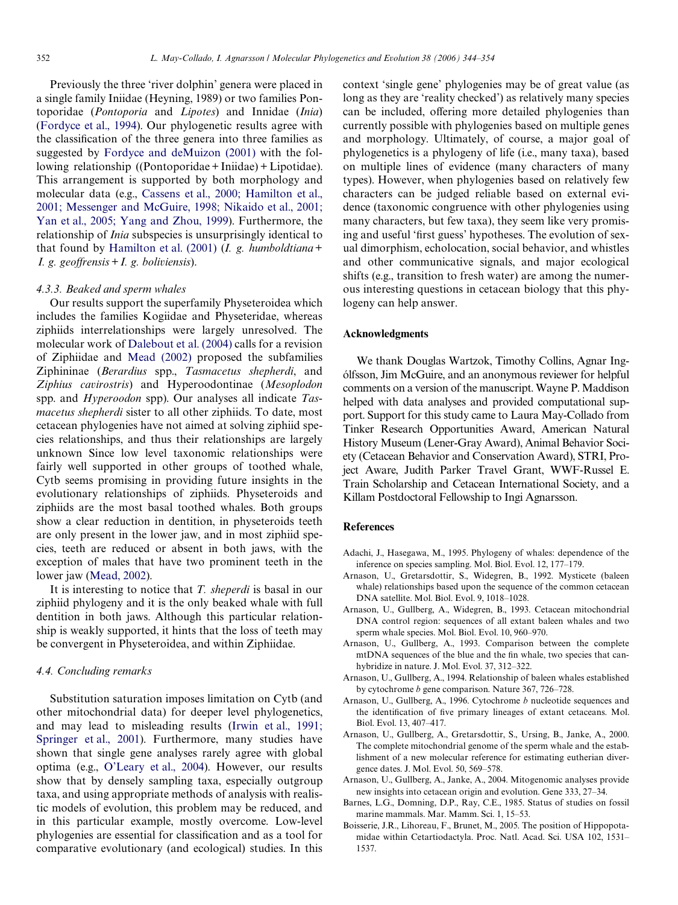Previously the three 'river dolphin' genera were placed in a single family Iniidae (Heyning, 1989) or two families Pontoporidae (*Pontoporia* and *Lipotes*) and Innidae (*Inia*) (Fordyce et al., 1994). Our phylogenetic results agree with the classification of the three genera into three families as suggested by Fordyce and deMuizon (2001) with the following relationship ((Pontoporidae + Iniidae) + Lipotidae). This arrangement is supported by both morphology and molecular data (e.g., Cassens et al., 2000; Hamilton et al., 2001; Messenger and McGuire, 1998; Nikaido et al., 2001; Yan et al., 2005; Yang and Zhou, 1999). Furthermore, the relationship of *Inia* subspecies is unsurprisingly identical to that found by Hamilton et al. (2001) (*I. g. humboldtiana* + *I. g. geoffrensis* + *I. g. boliviensis*).

#### 4.3.3. Beaked and sperm whales

Our results support the superfamily Physeteroidea which includes the families Kogiidae and Physeteridae, whereas ziphiids interrelationships were largely unresolved. The molecular work of Dalebout et al. (2004) calls for a revision of Ziphiidae and Mead (2002) proposed the subfamilies Ziphininae (*Berardius* spp., *Tasmacetus shepherdi*, and *Ziphius cavirostris*) and Hyperoodontinae (*Mesoplodon* spp. and *Hyperoodon* spp). Our analyses all indicate *Tasmacetus shepherdi* sister to all other ziphiids. To date, most cetacean phylogenies have not aimed at solving ziphiid species relationships, and thus their relationships are largely unknown Since low level taxonomic relationships were fairly well supported in other groups of toothed whale, Cytb seems promising in providing future insights in the evolutionary relationships of ziphiids. Physeteroids and ziphiids are the most basal toothed whales. Both groups show a clear reduction in dentition, in physeteroids teeth are only present in the lower jaw, and in most ziphiid species, teeth are reduced or absent in both jaws, with the exception of males that have two prominent teeth in the lower jaw (Mead, 2002).

It is interesting to notice that *T. sheperdi* is basal in our ziphiid phylogeny and it is the only beaked whale with full dentition in both jaws. Although this particular relationship is weakly supported, it hints that the loss of teeth may be convergent in Physeteroidea, and within Ziphiidae.

### 4.4. Concluding remarks

Substitution saturation imposes limitation on Cytb (and other mitochondrial data) for deeper level phylogenetics, and may lead to misleading results (Irwin et al., 1991; Springer et al., 2001). Furthermore, many studies have shown that single gene analyses rarely agree with global optima (e.g., O'Leary et al., 2004). However, our results show that by densely sampling taxa, especially outgroup taxa, and using appropriate methods of analysis with realistic models of evolution, this problem may be reduced, and in this particular example, mostly overcome. Low-level phylogenies are essential for classification and as a tool for comparative evolutionary (and ecological) studies. In this context 'single gene' phylogenies may be of great value (as long as they are 'reality checked') as relatively many species can be included, offering more detailed phylogenies than currently possible with phylogenies based on multiple genes and morphology. Ultimately, of course, a major goal of phylogenetics is a phylogeny of life (i.e., many taxa), based on multiple lines of evidence (many characters of many types). However, when phylogenies based on relatively few characters can be judged reliable based on external evidence (taxonomic congruence with other phylogenies using many characters, but few taxa), they seem like very promising and useful 'first guess' hypotheses. The evolution of sexual dimorphism, echolocation, social behavior, and whistles and other communicative signals, and major ecological shifts (e.g., transition to fresh water) are among the numerous interesting questions in cetacean biology that this phylogeny can help answer.

## Acknowledgments

We thank Douglas Wartzok, Timothy Collins, Agnar Ingólfsson, Jim McGuire, and an anonymous reviewer for helpful comments on a version of the manuscript. Wayne P. Maddison helped with data analyses and provided computational support. Support for this study came to Laura May-Collado from Tinker Research Opportunities Award, American Natural History Museum (Lener-Gray Award), Animal Behavior Society (Cetacean Behavior and Conservation Award), STRI, Project Aware, Judith Parker Travel Grant, WWF-Russel E. Train Scholarship and Cetacean International Society, and a Killam Postdoctoral Fellowship to Ingi Agnarsson.

## References

Adachi, J., Hasegawa, M., 1995. Phylogeny of whales: dependence of the inference on species sampling. Mol. Biol. Evol. 12, 177–179.

Arnason, U., Gretarsdottir, S., Widegren, B., 1992. Mysticete (baleen whale) relationships based upon the sequence of the common cetacean DNA satellite. Mol. Biol. Evol. 9, 1018–1028.

Arnason, U., Gullberg, A., Widegren, B., 1993. Cetacean mitochondrial DNA control region: sequences of all extant baleen whales and two sperm whale species. Mol. Biol. Evol. 10, 960–970.

Arnason, U., Gullberg, A., 1993. Comparison between the complete mtDNA sequences of the blue and the fin whale, two species that can-hybridize in nature. J. Mol. Evol. 37, 312–322.

Arnason, U., Gullberg, A., 1994. Relationship of baleen whales established by cytochrome *b* gene comparison. Nature 367, 726–728.

Arnason, U., Gullberg, A., 1996. Cytochrome *b* nucleotide sequences and the identification of five primary lineages of extant cetaceans. Mol. Biol. Evol. 13, 407–417.

Arnason, U., Gullberg, A., Gretarsdottir, S., Ursing, B., Janke, A., 2000. The complete mitochondrial genome of the sperm whale and the establishment of a new molecular reference for estimating eutherian divergence dates. J. Mol. Evol. 50, 569–578.

Arnason, U., Gullberg, A., Janke, A., 2004. Mitogenomic analyses provide new insights into cetacean origin and evolution. Gene 333, 27–34.

Barnes, L.G., Domning, D.P., Ray, C.E., 1985. Status of studies on fossil marine mammals. Mar. Mamm. Sci. 1, 15–53.

Boisserie, J.R., Lihoreau, F., Brunet, M., 2005. The position of Hippopotamidae within Cetartiodactyla. Proc. Natl. Acad. Sci. USA 102, 1531–1537.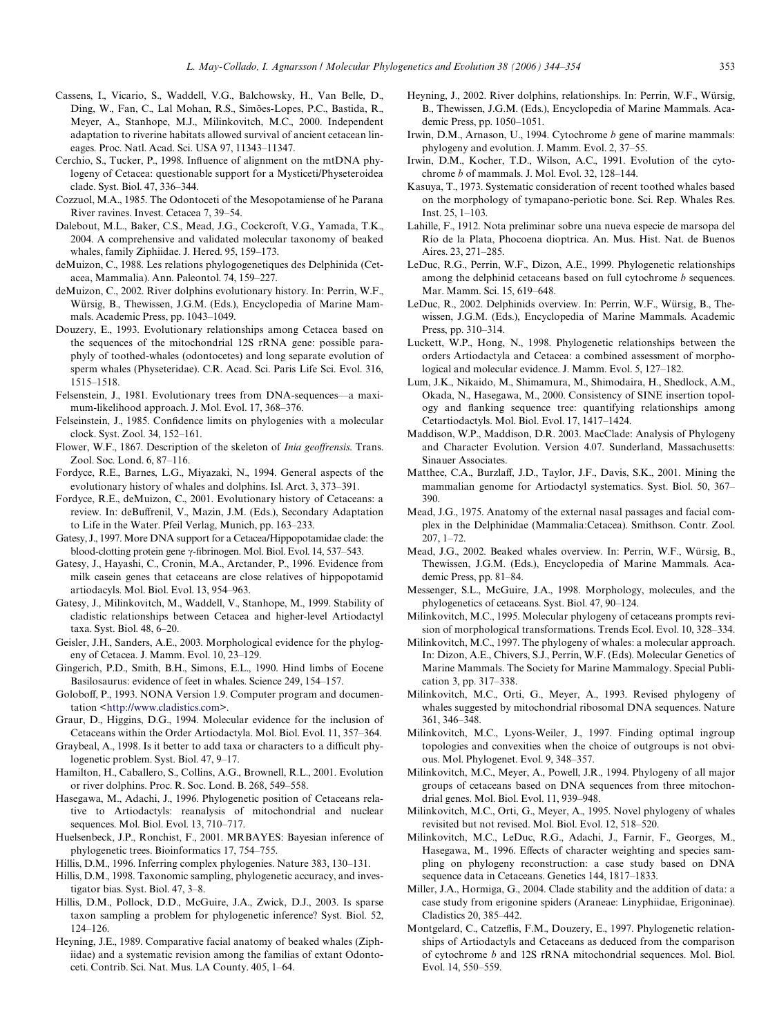Cassens, I., Vicario, S., Waddell, V.G., Balchowsky, H., Van Belle, D., Ding, W., Fan, C., Lal Mohan, R.S., Simões-Lopes, P.C., Bastida, R., Meyer, A., Stanhope, M.J., Milinkovitch, M.C., 2000. Independent adaptation to riverine habitats allowed survival of ancient cetacean lineages. Proc. Natl. Acad. Sci. USA 97, 11343–11347.

Cerchio, S., Tucker, P., 1998. Influence of alignment on the mtDNA phylogeny of Cetacea: questionable support for a Mysticeti/Physeteroidea clade. Syst. Biol. 47, 336–344.

Cozzuol, M.A., 1985. The Odontoceti of the Mesopotamiense of he Parana River ravines. Invest. Cetacea 7, 39–54.

Dalebout, M.L., Baker, C.S., Mead, J.G., Cockcroft, V.G., Yamada, T.K., 2004. A comprehensive and validated molecular taxonomy of beaked whales, family Ziphiidae. J. Hered. 95, 159–173.

deMuizon, C., 1988. Les relations phylogogenetiques des Delphinida (Cetacea, Mammalia). Ann. Paleontol. 74, 159–227.

deMuizon, C., 2002. River dolphins evolutionary history. In: Perrin, W.F., Würsig, B., Thewissen, J.G.M. (Eds.), Encyclopedia of Marine Mammals. Academic Press, pp. 1043–1049.

Douzery, E., 1993. Evolutionary relationships among Cetacea based on the sequences of the mitochondrial 12S rRNA gene: possible paraphyly of toothed-whales (odontocetes) and long separate evolution of sperm whales (Physeteridae). C.R. Acad. Sci. Paris Life Sci. Evol. 316, 1515–1518.

Felsenstein, J., 1981. Evolutionary trees from DNA-sequences—a maximum-likelihood approach. J. Mol. Evol. 17, 368–376.

Felseinstein, J., 1985. Confidence limits on phylogenies with a molecular clock. Syst. Zool. 34, 152–161.

Flower, W.F., 1867. Description of the skeleton of *Inia geoffrensis*. Trans. Zool. Soc. Lond. 6, 87–116.

Fordyce, R.E., Barnes, L.G., Miyazaki, N., 1994. General aspects of the evolutionary history of whales and dolphins. Isl. Arct. 3, 373–391.

Fordyce, R.E., deMuizon, C., 2001. Evolutionary history of Cetaceans: a review. In: deBuffrenil, V., Mazin, J.M. (Eds.), Secondary Adaptation to Life in the Water. Pfeil Verlag, Munich, pp. 163–233.

Gatesy, J., 1997. More DNA support for a Cetacea/Hippopotamidae clade: the blood-clotting protein gene γ-fibrinogen. Mol. Biol. Evol. 14, 537–543.

Gatesy, J., Hayashi, C., Cronin, M.A., Arctander, P., 1996. Evidence from milk casein genes that cetaceans are close relatives of hippopotamid artiodacyls. Mol. Biol. Evol. 13, 954–963.

Gatesy, J., Milinkovitch, M., Waddell, V., Stanhope, M., 1999. Stability of cladistic relationships between Cetacea and higher-level Artiodactyl taxa. Syst. Biol. 48, 6–20.

Geisler, J.H., Sanders, A.E., 2003. Morphological evidence for the phylogeny of Cetacea. J. Mamm. Evol. 10, 23–129.

Gingerich, P.D., Smith, B.H., Simons, E.L., 1990. Hind limbs of Eocene Basilosaurus: evidence of feet in whales. Science 249, 154–157.

Goloboff, P., 1993. NONA Version 1.9. Computer program and documentation <http://www.cladistics.com>.

Graur, D., Higgins, D.G., 1994. Molecular evidence for the inclusion of Cetaceans within the Order Artiodactyla. Mol. Biol. Evol. 11, 357–364.

Graybeal, A., 1998. Is it better to add taxa or characters to a difficult phylogenetic problem. Syst. Biol. 47, 9–17.

Hamilton, H., Caballero, S., Collins, A.G., Brownell, R.L., 2001. Evolution or river dolphins. Proc. R. Soc. Lond. B. 268, 549–558.

Hasegawa, M., Adachi, J., 1996. Phylogenetic position of Cetaceans relative to Artiodactyls: reanalysis of mitochondrial and nuclear sequences. Mol. Biol. Evol. 13, 710–717.

Huelsenbeck, J.P., Ronchist, F., 2001. MRBAYES: Bayesian inference of phylogenetic trees. Bioinformatics 17, 754–755.

Hillis, D.M., 1996. Inferring complex phylogenies. Nature 383, 130–131.

Hillis, D.M., 1998. Taxonomic sampling, phylogenetic accuracy, and investigator bias. Syst. Biol. 47, 3–8.

Hillis, D.M., Pollock, D.D., McGuire, J.A., Zwick, D.J., 2003. Is sparse taxon sampling a problem for phylogenetic inference? Syst. Biol. 52, 124–126.

Heyning, J.E., 1989. Comparative facial anatomy of beaked whales (Ziphiidae) and a systematic revision among the familias of extant Odontoceti. Contrib. Sci. Nat. Mus. LA County. 405, 1–64.

Heyning, J., 2002. River dolphins, relationships. In: Perrin, W.F., Würsig, B., Thewissen, J.G.M. (Eds.), Encyclopedia of Marine Mammals. Academic Press, pp. 1050–1051.

Irwin, D.M., Arnason, U., 1994. Cytochrome *b* gene of marine mammals: phylogeny and evolution. J. Mamm. Evol. 2, 37–55.

Irwin, D.M., Kocher, T.D., Wilson, A.C., 1991. Evolution of the cytochrome *b* of mammals. J. Mol. Evol. 32, 128–144.

Kasuya, T., 1973. Systematic consideration of recent toothed whales based on the morphology of tymapano-periotic bone. Sci. Rep. Whales Res. Inst. 25, 1–103.

Lahille, F., 1912. Nota preliminar sobre una nueva especie de marsopa del Río de la Plata, Phocoena dioptrica. An. Mus. Hist. Nat. de Buenos Aires. 23, 271–285.

LeDuc, R.G., Perrin, W.F., Dizon, A.E., 1999. Phylogenetic relationships among the delphinid cetaceans based on full cytochrome *b* sequences. Mar. Mamm. Sci. 15, 619–648.

LeDuc, R., 2002. Delphinids overview. In: Perrin, W.F., Würsig, B., Thewissen, J.G.M. (Eds.), Encyclopedia of Marine Mammals. Academic Press, pp. 310–314.

Luckett, W.P., Hong, N., 1998. Phylogenetic relationships between the orders Artiodactyla and Cetacea: a combined assessment of morphological and molecular evidence. J. Mamm. Evol. 5, 127–182.

Lum, J.K., Nikaido, M., Shimamura, M., Shimodaira, H., Shedlock, A.M., Okada, N., Hasegawa, M., 2000. Consistency of SINE insertion topology and flanking sequence tree: quantifying relationships among Cetartiodactyls. Mol. Biol. Evol. 17, 1417–1424.

Maddison, W.P., Maddison, D.R. 2003. MacClade: Analysis of Phylogeny and Character Evolution. Version 4.07. Sunderland, Massachusetts: Sinauer Associates.

Matthee, C.A., Burzlaff, J.D., Taylor, J.F., Davis, S.K., 2001. Mining the mammalian genome for Artiodactyl systematics. Syst. Biol. 50, 367–390.

Mead, J.G., 1975. Anatomy of the external nasal passages and facial complex in the Delphinidae (Mammalia:Cetacea). Smithson. Contr. Zool. 207, 1–72.

Mead, J.G., 2002. Beaked whales overview. In: Perrin, W.F., Würsig, B., Thewissen, J.G.M. (Eds.), Encyclopedia of Marine Mammals. Academic Press, pp. 81–84.

Messenger, S.L., McGuire, J.A., 1998. Morphology, molecules, and the phylogenetics of cetaceans. Syst. Biol. 47, 90–124.

Milinkovitch, M.C., 1995. Molecular phylogeny of cetaceans prompts revision of morphological transformations. Trends Ecol. Evol. 10, 328–334.

Milinkovitch, M.C., 1997. The phylogeny of whales: a molecular approach. In: Dizon, A.E., Chivers, S.J., Perrin, W.F. (Eds). Molecular Genetics of Marine Mammals. The Society for Marine Mammalogy. Special Publication 3, pp. 317–338.

Milinkovitch, M.C., Orti, G., Meyer, A., 1993. Revised phylogeny of whales suggested by mitochondrial ribosomal DNA sequences. Nature 361, 346–348.

Milinkovitch, M.C., Lyons-Weiler, J., 1997. Finding optimal ingroup topologies and convexities when the choice of outgroups is not obvious. Mol. Phylogenet. Evol. 9, 348–357.

Milinkovitch, M.C., Meyer, A., Powell, J.R., 1994. Phylogeny of all major groups of cetaceans based on DNA sequences from three mitochondrial genes. Mol. Biol. Evol. 11, 939–948.

Milinkovitch, M.C., Orti, G., Meyer, A., 1995. Novel phylogeny of whales revisited but not revised. Mol. Biol. Evol. 12, 518–520.

Milinkovitch, M.C., LeDuc, R.G., Adachi, J., Farnir, F., Georges, M., Hasegawa, M., 1996. Effects of character weighting and species sampling on phylogeny reconstruction: a case study based on DNA sequence data in Cetaceans. Genetics 144, 1817–1833.

Miller, J.A., Hormiga, G., 2004. Clade stability and the addition of data: a case study from erigonine spiders (Araneae: Linyphiidae, Erigoninae). Cladistics 20, 385–442.

Montgelard, C., Catzeflis, F.M., Douzery, E., 1997. Phylogenetic relationships of Artiodactyls and Cetaceans as deduced from the comparison of cytochrome *b* and 12S rRNA mitochondrial sequences. Mol. Biol. Evol. 14, 550–559.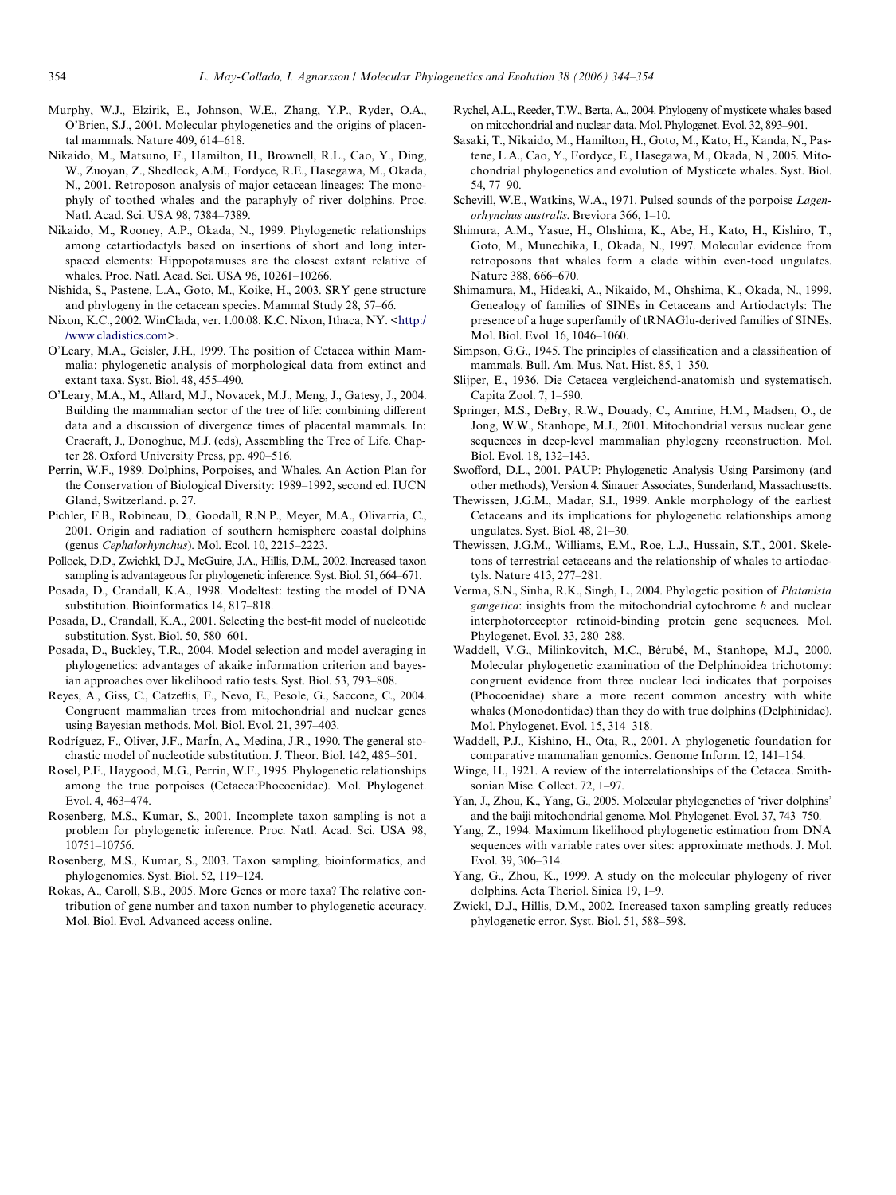Murphy, W.J., Elzirik, E., Johnson, W.E., Zhang, Y.P., Ryder, O.A., O'Brien, S.J., 2001. Molecular phylogenetics and the origins of placental mammals. Nature 409, 614–618.

Nikaido, M., Matsuno, F., Hamilton, H., Brownell, R.L., Cao, Y., Ding, W., Zuoyan, Z., Shedlock, A.M., Fordyce, R.E., Hasegawa, M., Okada, N., 2001. Retroposon analysis of major cetacean lineages: The monophyly of toothed whales and the paraphyly of river dolphins. Proc. Natl. Acad. Sci. USA 98, 7384–7389.

Nikaido, M., Rooney, A.P., Okada, N., 1999. Phylogenetic relationships among cetartiodactyls based on insertions of short and long interspaced elements: Hippopotamuses are the closest extant relative of whales. Proc. Natl. Acad. Sci. USA 96, 10261–10266.

Nishida, S., Pastene, L.A., Goto, M., Koike, H., 2003. SRY gene structure and phylogeny in the cetacean species. Mammal Study 28, 57–66.

Nixon, K.C., 2002. WinClada, ver. 1.00.08. K.C. Nixon, Ithaca, NY. <http://www.cladistics.com>.

O'Leary, M.A., Geisler, J.H., 1999. The position of Cetacea within Mammalia: phylogenetic analysis of morphological data from extinct and extant taxa. Syst. Biol. 48, 455–490.

O'Leary, M.A., M., Allard, M.J., Novacek, M.J., Meng, J., Gatesy, J., 2004. Building the mammalian sector of the tree of life: combining different data and a discussion of divergence times of placental mammals. In: Cracraft, J., Donoghue, M.J. (eds), Assembling the Tree of Life. Chapter 28. Oxford University Press, pp. 490–516.

Perrin, W.F., 1989. Dolphins, Porpoises, and Whales. An Action Plan for the Conservation of Biological Diversity: 1989–1992, second ed. IUCN Gland, Switzerland. p. 27.

Pichler, F.B., Robineau, D., Goodall, R.N.P., Meyer, M.A., Olivarria, C., 2001. Origin and radiation of southern hemisphere coastal dolphins (genus *Cephalorhynchus*). Mol. Ecol. 10, 2215–2223.

Pollock, D.D., Zwichkl, D.J., McGuire, J.A., Hillis, D.M., 2002. Increased taxon sampling is advantageous for phylogenetic inference. Syst. Biol. 51, 664–671.

Posada, D., Crandall, K.A., 1998. Modeltest: testing the model of DNA substitution. Bioinformatics 14, 817–818.

Posada, D., Crandall, K.A., 2001. Selecting the best-fit model of nucleotide substitution. Syst. Biol. 50, 580–601.

Posada, D., Buckley, T.R., 2004. Model selection and model averaging in phylogenetics: advantages of akaike information criterion and bayesian approaches over likelihood ratio tests. Syst. Biol. 53, 793–808.

Reyes, A., Giss, C., Catzeflis, F., Nevo, E., Pesole, G., Saccone, C., 2004. Congruent mammalian trees from mitochondrial and nuclear genes using Bayesian methods. Mol. Biol. Evol. 21, 397–403.

Rodríguez, F., Oliver, J.F., MarÍn, A., Medina, J.R., 1990. The general stochastic model of nucleotide substitution. J. Theor. Biol. 142, 485–501.

Rosel, P.F., Haygood, M.G., Perrin, W.F., 1995. Phylogenetic relationships among the true porpoises (Cetacea:Phocoenidae). Mol. Phylogenet. Evol. 4, 463–474.

Rosenberg, M.S., Kumar, S., 2001. Incomplete taxon sampling is not a problem for phylogenetic inference. Proc. Natl. Acad. Sci. USA 98, 10751–10756.

Rosenberg, M.S., Kumar, S., 2003. Taxon sampling, bioinformatics, and phylogenomics. Syst. Biol. 52, 119–124.

Rokas, A., Caroll, S.B., 2005. More Genes or more taxa? The relative contribution of gene number and taxon number to phylogenetic accuracy. Mol. Biol. Evol. Advanced access online.

Rychel, A.L., Reeder, T.W., Berta, A., 2004. Phylogeny of mysticete whales based on mitochondrial and nuclear data. Mol. Phylogenet. Evol. 32, 893–901.

Sasaki, T., Nikaido, M., Hamilton, H., Goto, M., Kato, H., Kanda, N., Pastene, L.A., Cao, Y., Fordyce, E., Hasegawa, M., Okada, N., 2005. Mitochondrial phylogenetics and evolution of Mysticete whales. Syst. Biol. 54, 77–90.

Schevill, W.E., Watkins, W.A., 1971. Pulsed sounds of the porpoise *Lagenorhynchus australis*. Breviora 366, 1–10.

Shimura, A.M., Yasue, H., Ohshima, K., Abe, H., Kato, H., Kishiro, T., Goto, M., Munechika, I., Okada, N., 1997. Molecular evidence from retroposons that whales form a clade within even-toed ungulates. Nature 388, 666–670.

Shimamura, M., Hideaki, A., Nikaido, M., Ohshima, K., Okada, N., 1999. Genealogy of families of SINEs in Cetaceans and Artiodactyls: The presence of a huge superfamily of tRNAGlu-derived families of SINEs. Mol. Biol. Evol. 16, 1046–1060.

Simpson, G.G., 1945. The principles of classification and a classification of mammals. Bull. Am. Mus. Nat. Hist. 85, 1–350.

Slijper, E., 1936. Die Cetacea vergleichend-anatomish und systematisch. Capita Zool. 7, 1–590.

Springer, M.S., DeBry, R.W., Douady, C., Amrine, H.M., Madsen, O., de Jong, W.W., Stanhope, M.J., 2001. Mitochondrial versus nuclear gene sequences in deep-level mammalian phylogeny reconstruction. Mol. Biol. Evol. 18, 132–143.

Swofford, D.L., 2001. PAUP: Phylogenetic Analysis Using Parsimony (and other methods), Version 4. Sinauer Associates, Sunderland, Massachusetts.

Thewissen, J.G.M., Madar, S.I., 1999. Ankle morphology of the earliest Cetaceans and its implications for phylogenetic relationships among ungulates. Syst. Biol. 48, 21–30.

Thewissen, J.G.M., Williams, E.M., Roe, L.J., Hussain, S.T., 2001. Skeletons of terrestrial cetaceans and the relationship of whales to artiodactyls. Nature 413, 277–281.

Verma, S.N., Sinha, R.K., Singh, L., 2004. Phylogetic position of *Platanista gangetica*: insights from the mitochondrial cytochrome *b* and nuclear interphotoreceptor retinoid-binding protein gene sequences. Mol. Phylogenet. Evol. 33, 280–288.

Waddell, V.G., Milinkovitch, M.C., Bérubé, M., Stanhope, M.J., 2000. Molecular phylogenetic examination of the Delphinoidea trichotomy: congruent evidence from three nuclear loci indicates that porpoises (Phocoenidae) share a more recent common ancestry with white whales (Monodontidae) than they do with true dolphins (Delphinidae). Mol. Phylogenet. Evol. 15, 314–318.

Waddell, P.J., Kishino, H., Ota, R., 2001. A phylogenetic foundation for comparative mammalian genomics. Genome Inform. 12, 141–154.

Winge, H., 1921. A review of the interrelationships of the Cetacea. Smithsonian Misc. Collect. 72, 1–97.

Yan, J., Zhou, K., Yang, G., 2005. Molecular phylogenetics of 'river dolphins' and the baiji mitochondrial genome. Mol. Phylogenet. Evol. 37, 743–750.

Yang, Z., 1994. Maximum likelihood phylogenetic estimation from DNA sequences with variable rates over sites: approximate methods. J. Mol. Evol. 39, 306–314.

Yang, G., Zhou, K., 1999. A study on the molecular phylogeny of river dolphins. Acta Theriol. Sinica 19, 1–9.

Zwickl, D.J., Hillis, D.M., 2002. Increased taxon sampling greatly reduces phylogenetic error. Syst. Biol. 51, 588–598.